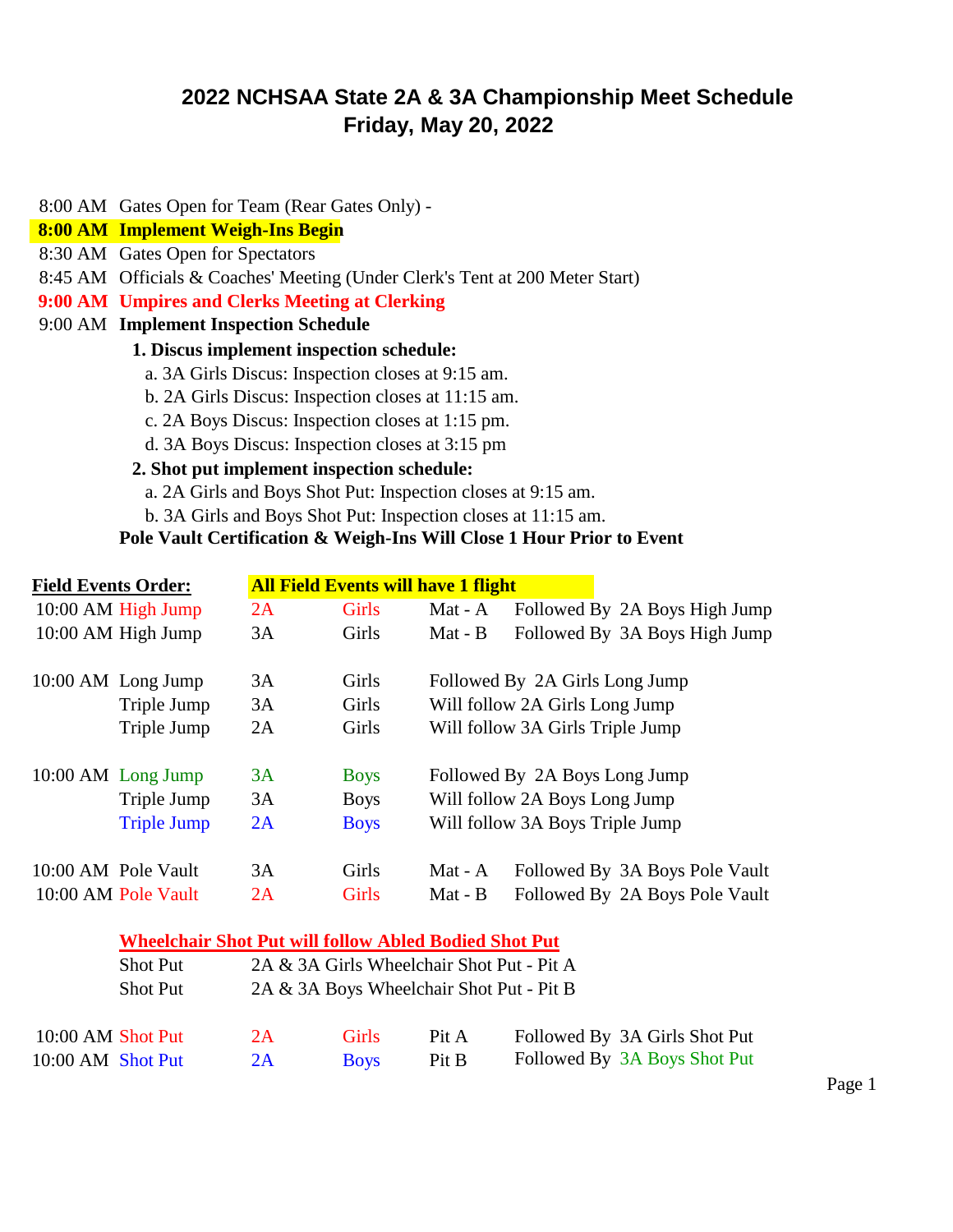# 2022 NCHSAA State 2A & 3A Championship Meet Schedule
## Friday, May 20, 2022

8:00 AM Gates Open for Team (Rear Gates Only) -

**8:00 AM Implement Weigh-Ins Begin**

8:30 AM Gates Open for Spectators

8:45 AM Officials & Coaches' Meeting (Under Clerk's Tent at 200 Meter Start)

**9:00 AM Umpires and Clerks Meeting at Clerking**

9:00 AM **Implement Inspection Schedule**

**1. Discus implement inspection schedule:**

a. 3A Girls Discus: Inspection closes at 9:15 am.
b. 2A Girls Discus: Inspection closes at 11:15 am.
c. 2A Boys Discus: Inspection closes at 1:15 pm.
d. 3A Boys Discus: Inspection closes at 3:15 pm

**2. Shot put implement inspection schedule:**

a. 2A Girls and Boys Shot Put: Inspection closes at 9:15 am.
b. 3A Girls and Boys Shot Put: Inspection closes at 11:15 am.

**Pole Vault Certification & Weigh-Ins Will Close 1 Hour Prior to Event**

**Field Events Order:** **All Field Events will have 1 flight**

| Time | Event | Class | Gender | Location | Notes |
|---|---|---|---|---|---|
| 10:00 AM | High Jump | 2A | Girls | Mat - A | Followed By 2A Boys High Jump |
| 10:00 AM | High Jump | 3A | Girls | Mat - B | Followed By 3A Boys High Jump |
| | | | | | |
| 10:00 AM | Long Jump | 3A | Girls | | Followed By 2A Girls Long Jump |
| | Triple Jump | 3A | Girls | | Will follow 2A Girls Long Jump |
| | Triple Jump | 2A | Girls | | Will follow 3A Girls Triple Jump |
| | | | | | |
| 10:00 AM | Long Jump | 3A | Boys | | Followed By 2A Boys Long Jump |
| | Triple Jump | 3A | Boys | | Will follow 2A Boys Long Jump |
| | Triple Jump | 2A | Boys | | Will follow 3A Boys Triple Jump |
| | | | | | |
| 10:00 AM | Pole Vault | 3A | Girls | Mat - A | Followed By 3A Boys Pole Vault |
| 10:00 AM | Pole Vault | 2A | Girls | Mat - B | Followed By 2A Boys Pole Vault |

**Wheelchair Shot Put will follow Abled Bodied Shot Put**

| Event | Details |
|---|---|
| Shot Put | 2A & 3A Girls Wheelchair Shot Put - Pit A |
| Shot Put | 2A & 3A Boys Wheelchair Shot Put - Pit B |

| Time | Event | Class | Gender | Location | Notes |
|---|---|---|---|---|---|
| 10:00 AM | Shot Put | 2A | Girls | Pit A | Followed By 3A Girls Shot Put |
| 10:00 AM | Shot Put | 2A | Boys | Pit B | Followed By 3A Boys Shot Put |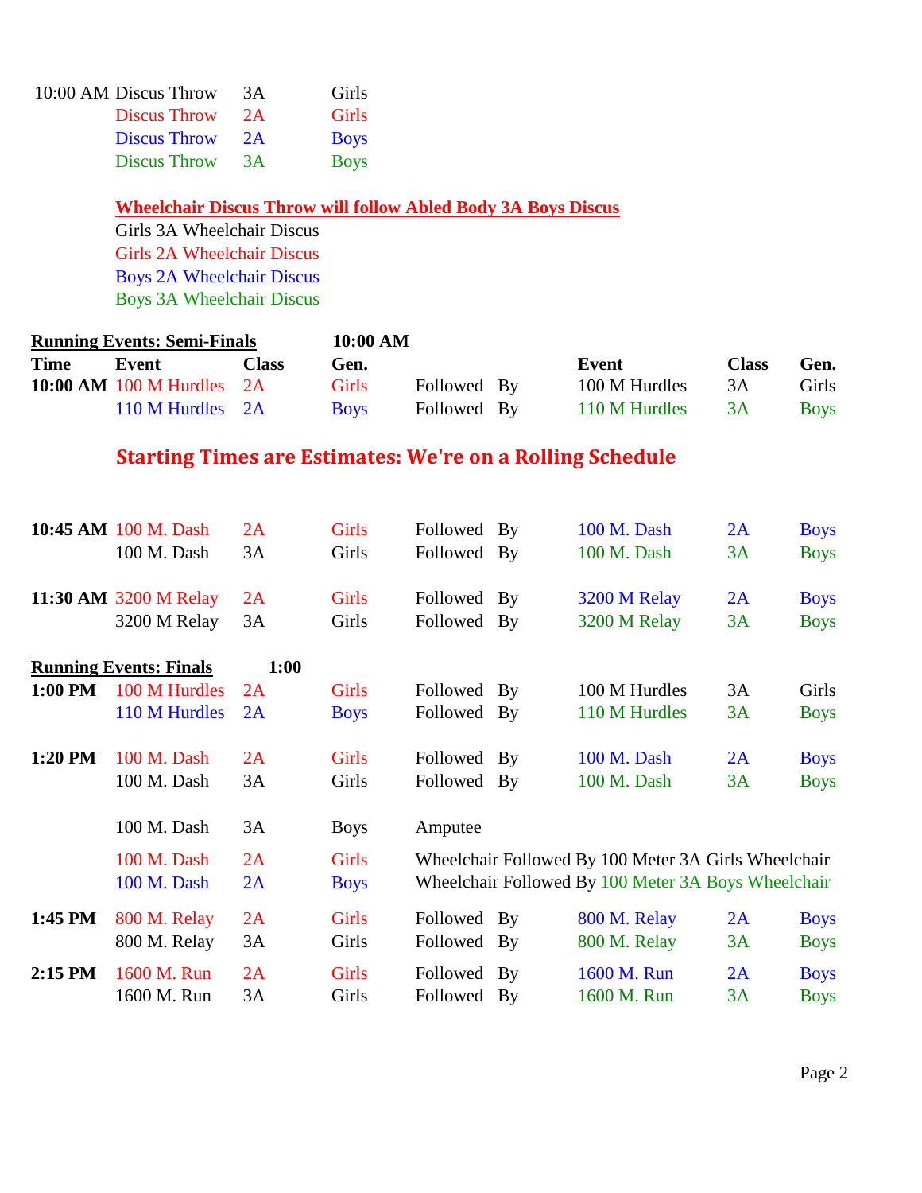| | | | |
|---|---|---|---|
| 10:00 AM | Discus Throw | 3A | Girls |
| | Discus Throw | 2A | Girls |
| | Discus Throw | 2A | Boys |
| | Discus Throw | 3A | Boys |

**Wheelchair Discus Throw will follow Abled Body 3A Boys Discus**

Girls 3A Wheelchair Discus
Girls 2A Wheelchair Discus
Boys 2A Wheelchair Discus
Boys 3A Wheelchair Discus

**Running Events: Semi-Finals** **10:00 AM**

| Time | Event | Class | Gen. | | | Event | Class | Gen. |
|---|---|---|---|---|---|---|---|---|
| 10:00 AM | 100 M Hurdles | 2A | Girls | Followed | By | 100 M Hurdles | 3A | Girls |
| | 110 M Hurdles | 2A | Boys | Followed | By | 110 M Hurdles | 3A | Boys |

## Starting Times are Estimates: We're on a Rolling Schedule

| Time | Event | Class | Gen. | | | Event | Class | Gen. |
|---|---|---|---|---|---|---|---|---|
| 10:45 AM | 100 M. Dash | 2A | Girls | Followed | By | 100 M. Dash | 2A | Boys |
| | 100 M. Dash | 3A | Girls | Followed | By | 100 M. Dash | 3A | Boys |
| 11:30 AM | 3200 M Relay | 2A | Girls | Followed | By | 3200 M Relay | 2A | Boys |
| | 3200 M Relay | 3A | Girls | Followed | By | 3200 M Relay | 3A | Boys |

**Running Events: Finals** **1:00**

| Time | Event | Class | Gen. | | | Event | Class | Gen. |
|---|---|---|---|---|---|---|---|---|
| 1:00 PM | 100 M Hurdles | 2A | Girls | Followed | By | 100 M Hurdles | 3A | Girls |
| | 110 M Hurdles | 2A | Boys | Followed | By | 110 M Hurdles | 3A | Boys |
| 1:20 PM | 100 M. Dash | 2A | Girls | Followed | By | 100 M. Dash | 2A | Boys |
| | 100 M. Dash | 3A | Girls | Followed | By | 100 M. Dash | 3A | Boys |
| | 100 M. Dash | 3A | Boys | Amputee | | | | |
| | 100 M. Dash | 2A | Girls | Wheelchair Followed By 100 Meter 3A Girls Wheelchair | | | | |
| | 100 M. Dash | 2A | Boys | Wheelchair Followed By 100 Meter 3A Boys Wheelchair | | | | |
| 1:45 PM | 800 M. Relay | 2A | Girls | Followed | By | 800 M. Relay | 2A | Boys |
| | 800 M. Relay | 3A | Girls | Followed | By | 800 M. Relay | 3A | Boys |
| 2:15 PM | 1600 M. Run | 2A | Girls | Followed | By | 1600 M. Run | 2A | Boys |
| | 1600 M. Run | 3A | Girls | Followed | By | 1600 M. Run | 3A | Boys |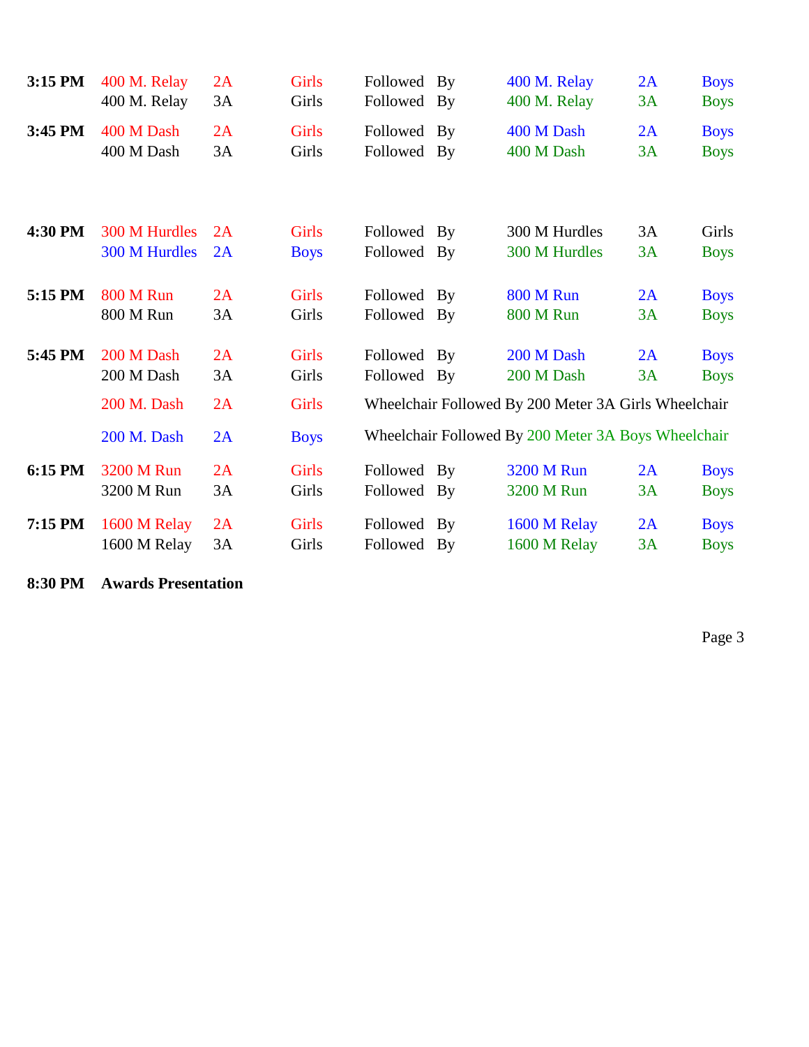| | | | | | | | | |
|---|---|---|---|---|---|---|---|---|
| **3:15 PM** | 400 M. Relay | 2A | Girls | Followed | By | 400 M. Relay | 2A | Boys |
| | 400 M. Relay | 3A | Girls | Followed | By | 400 M. Relay | 3A | Boys |
| **3:45 PM** | 400 M Dash | 2A | Girls | Followed | By | 400 M Dash | 2A | Boys |
| | 400 M Dash | 3A | Girls | Followed | By | 400 M Dash | 3A | Boys |
| **4:30 PM** | 300 M Hurdles | 2A | Girls | Followed | By | 300 M Hurdles | 3A | Girls |
| | 300 M Hurdles | 2A | Boys | Followed | By | 300 M Hurdles | 3A | Boys |
| **5:15 PM** | 800 M Run | 2A | Girls | Followed | By | 800 M Run | 2A | Boys |
| | 800 M Run | 3A | Girls | Followed | By | 800 M Run | 3A | Boys |
| **5:45 PM** | 200 M Dash | 2A | Girls | Followed | By | 200 M Dash | 2A | Boys |
| | 200 M Dash | 3A | Girls | Followed | By | 200 M Dash | 3A | Boys |
| | 200 M. Dash | 2A | Girls | Wheelchair Followed By 200 Meter 3A Girls Wheelchair | | | | |
| | 200 M. Dash | 2A | Boys | Wheelchair Followed By 200 Meter 3A Boys Wheelchair | | | | |
| **6:15 PM** | 3200 M Run | 2A | Girls | Followed | By | 3200 M Run | 2A | Boys |
| | 3200 M Run | 3A | Girls | Followed | By | 3200 M Run | 3A | Boys |
| **7:15 PM** | 1600 M Relay | 2A | Girls | Followed | By | 1600 M Relay | 2A | Boys |
| | 1600 M Relay | 3A | Girls | Followed | By | 1600 M Relay | 3A | Boys |
| **8:30 PM** | **Awards Presentation** | | | | | | | |